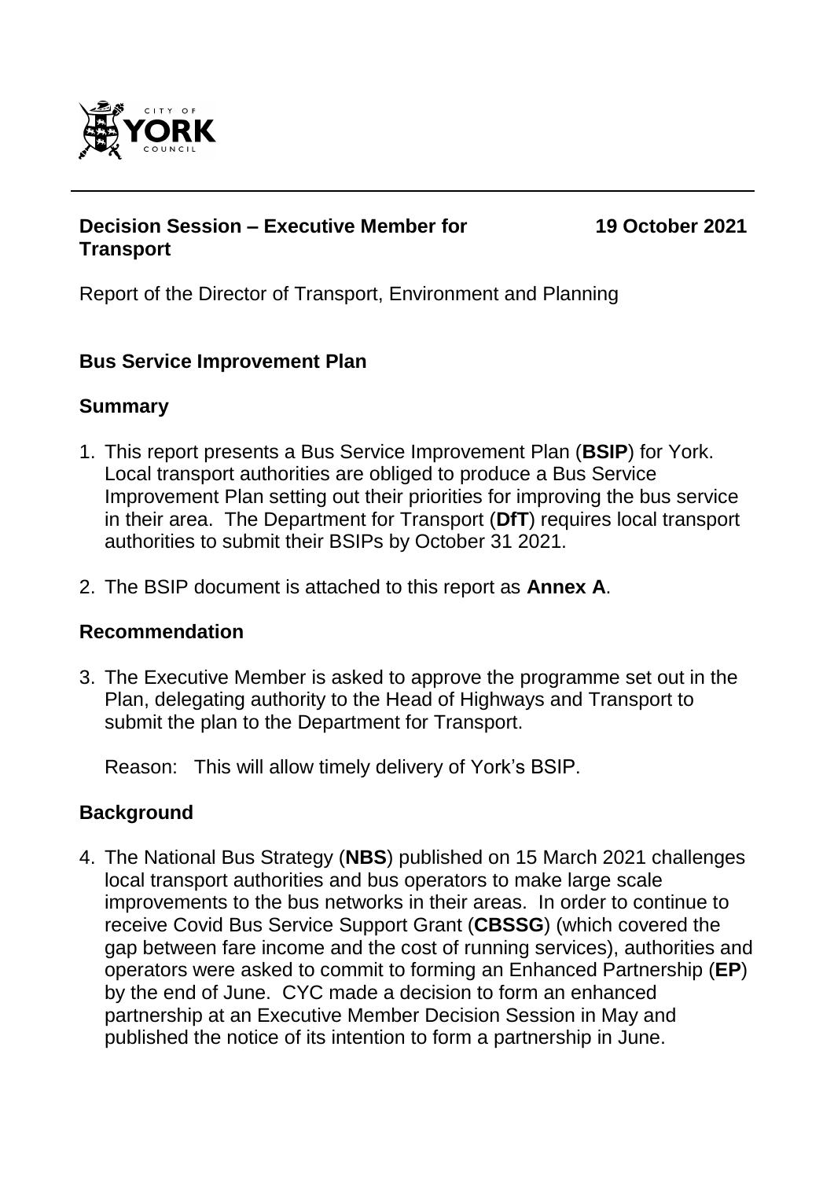**Decision Session – Executive Member for Transport** **19 October 2021**

Report of the Director of Transport, Environment and Planning

## Bus Service Improvement Plan

### Summary

1. This report presents a Bus Service Improvement Plan (**BSIP**) for York. Local transport authorities are obliged to produce a Bus Service Improvement Plan setting out their priorities for improving the bus service in their area. The Department for Transport (**DfT**) requires local transport authorities to submit their BSIPs by October 31 2021.
2. The BSIP document is attached to this report as **Annex A**.

### Recommendation

3. The Executive Member is asked to approve the programme set out in the Plan, delegating authority to the Head of Highways and Transport to submit the plan to the Department for Transport.

   Reason: This will allow timely delivery of York's BSIP.

### Background

4. The National Bus Strategy (**NBS**) published on 15 March 2021 challenges local transport authorities and bus operators to make large scale improvements to the bus networks in their areas. In order to continue to receive Covid Bus Service Support Grant (**CBSSG**) (which covered the gap between fare income and the cost of running services), authorities and operators were asked to commit to forming an Enhanced Partnership (**EP**) by the end of June. CYC made a decision to form an enhanced partnership at an Executive Member Decision Session in May and published the notice of its intention to form a partnership in June.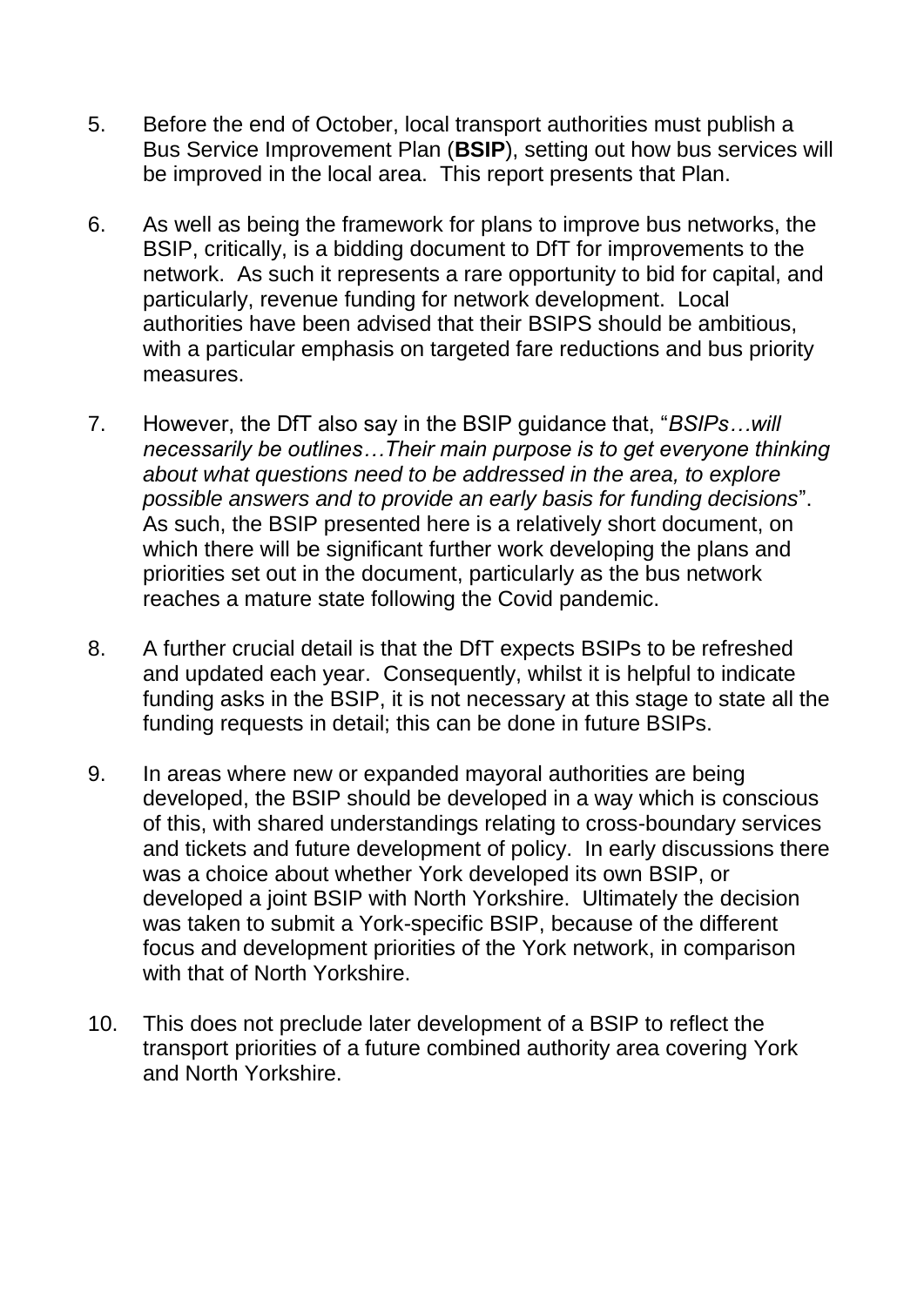5. Before the end of October, local transport authorities must publish a Bus Service Improvement Plan (**BSIP**), setting out how bus services will be improved in the local area. This report presents that Plan.

6. As well as being the framework for plans to improve bus networks, the BSIP, critically, is a bidding document to DfT for improvements to the network. As such it represents a rare opportunity to bid for capital, and particularly, revenue funding for network development. Local authorities have been advised that their BSIPS should be ambitious, with a particular emphasis on targeted fare reductions and bus priority measures.

7. However, the DfT also say in the BSIP guidance that, "*BSIPs…will necessarily be outlines…Their main purpose is to get everyone thinking about what questions need to be addressed in the area, to explore possible answers and to provide an early basis for funding decisions*". As such, the BSIP presented here is a relatively short document, on which there will be significant further work developing the plans and priorities set out in the document, particularly as the bus network reaches a mature state following the Covid pandemic.

8. A further crucial detail is that the DfT expects BSIPs to be refreshed and updated each year. Consequently, whilst it is helpful to indicate funding asks in the BSIP, it is not necessary at this stage to state all the funding requests in detail; this can be done in future BSIPs.

9. In areas where new or expanded mayoral authorities are being developed, the BSIP should be developed in a way which is conscious of this, with shared understandings relating to cross-boundary services and tickets and future development of policy. In early discussions there was a choice about whether York developed its own BSIP, or developed a joint BSIP with North Yorkshire. Ultimately the decision was taken to submit a York-specific BSIP, because of the different focus and development priorities of the York network, in comparison with that of North Yorkshire.

10. This does not preclude later development of a BSIP to reflect the transport priorities of a future combined authority area covering York and North Yorkshire.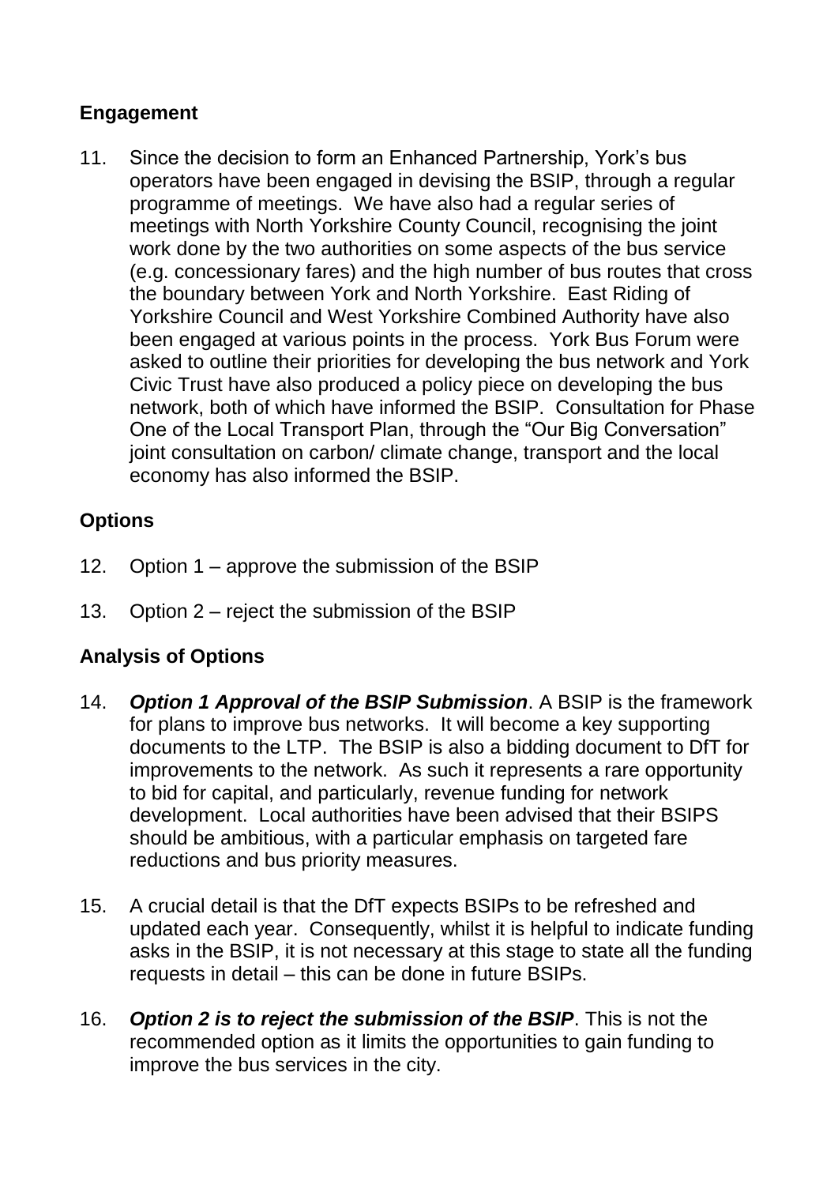## Engagement

11. Since the decision to form an Enhanced Partnership, York's bus operators have been engaged in devising the BSIP, through a regular programme of meetings. We have also had a regular series of meetings with North Yorkshire County Council, recognising the joint work done by the two authorities on some aspects of the bus service (e.g. concessionary fares) and the high number of bus routes that cross the boundary between York and North Yorkshire. East Riding of Yorkshire Council and West Yorkshire Combined Authority have also been engaged at various points in the process. York Bus Forum were asked to outline their priorities for developing the bus network and York Civic Trust have also produced a policy piece on developing the bus network, both of which have informed the BSIP. Consultation for Phase One of the Local Transport Plan, through the "Our Big Conversation" joint consultation on carbon/ climate change, transport and the local economy has also informed the BSIP.

## Options

12. Option 1 – approve the submission of the BSIP

13. Option 2 – reject the submission of the BSIP

## Analysis of Options

14. ***Option 1 Approval of the BSIP Submission***. A BSIP is the framework for plans to improve bus networks. It will become a key supporting documents to the LTP. The BSIP is also a bidding document to DfT for improvements to the network. As such it represents a rare opportunity to bid for capital, and particularly, revenue funding for network development. Local authorities have been advised that their BSIPS should be ambitious, with a particular emphasis on targeted fare reductions and bus priority measures.

15. A crucial detail is that the DfT expects BSIPs to be refreshed and updated each year. Consequently, whilst it is helpful to indicate funding asks in the BSIP, it is not necessary at this stage to state all the funding requests in detail – this can be done in future BSIPs.

16. ***Option 2 is to reject the submission of the BSIP***. This is not the recommended option as it limits the opportunities to gain funding to improve the bus services in the city.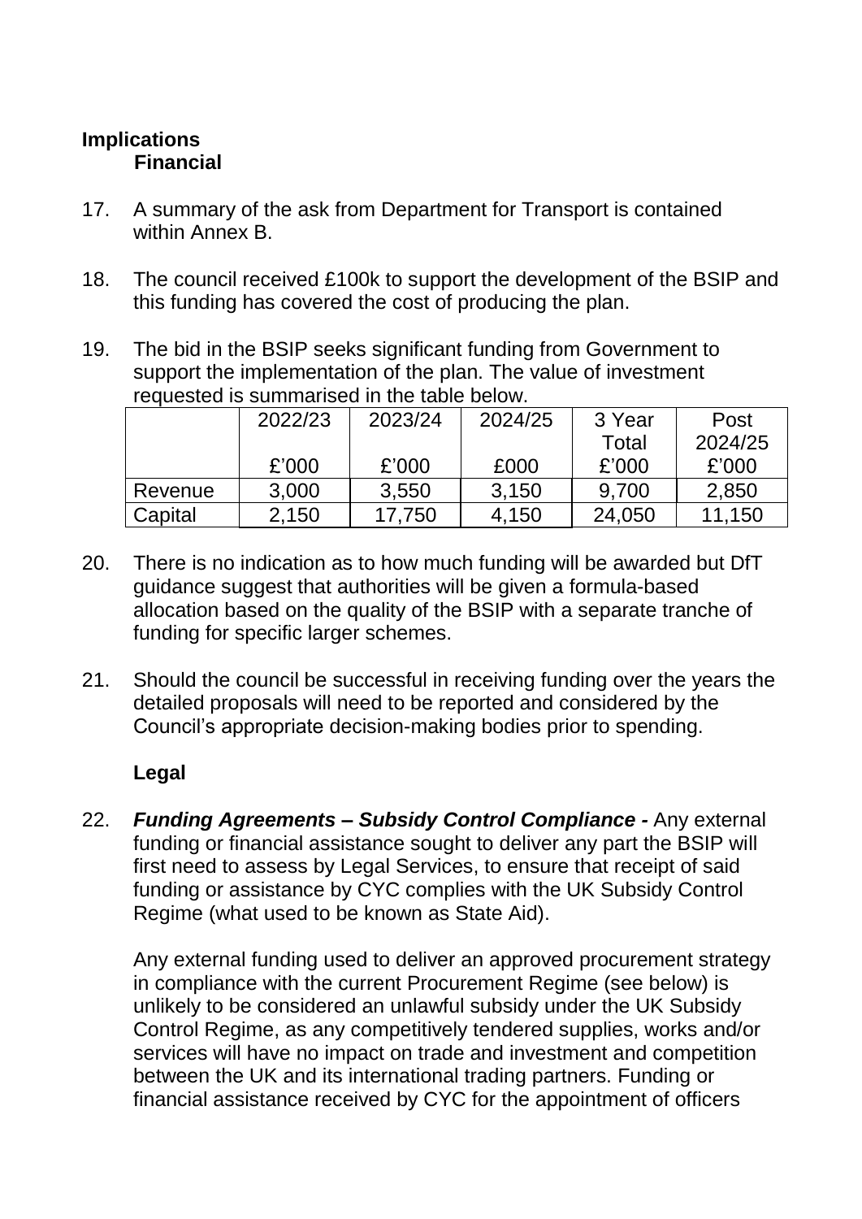## Implications

### Financial

17. A summary of the ask from Department for Transport is contained within Annex B.

18. The council received £100k to support the development of the BSIP and this funding has covered the cost of producing the plan.

19. The bid in the BSIP seeks significant funding from Government to support the implementation of the plan. The value of investment requested is summarised in the table below.

| | 2022/23<br><br>£'000 | 2023/24<br><br>£'000 | 2024/25<br><br>£000 | 3 Year Total<br>£'000 | Post 2024/25<br>£'000 |
|---|---|---|---|---|---|
| Revenue | 3,000 | 3,550 | 3,150 | 9,700 | 2,850 |
| Capital | 2,150 | 17,750 | 4,150 | 24,050 | 11,150 |

20. There is no indication as to how much funding will be awarded but DfT guidance suggest that authorities will be given a formula-based allocation based on the quality of the BSIP with a separate tranche of funding for specific larger schemes.

21. Should the council be successful in receiving funding over the years the detailed proposals will need to be reported and considered by the Council's appropriate decision-making bodies prior to spending.

### Legal

22. ***Funding Agreements – Subsidy Control Compliance -*** Any external funding or financial assistance sought to deliver any part the BSIP will first need to assess by Legal Services, to ensure that receipt of said funding or assistance by CYC complies with the UK Subsidy Control Regime (what used to be known as State Aid).

    Any external funding used to deliver an approved procurement strategy in compliance with the current Procurement Regime (see below) is unlikely to be considered an unlawful subsidy under the UK Subsidy Control Regime, as any competitively tendered supplies, works and/or services will have no impact on trade and investment and competition between the UK and its international trading partners. Funding or financial assistance received by CYC for the appointment of officers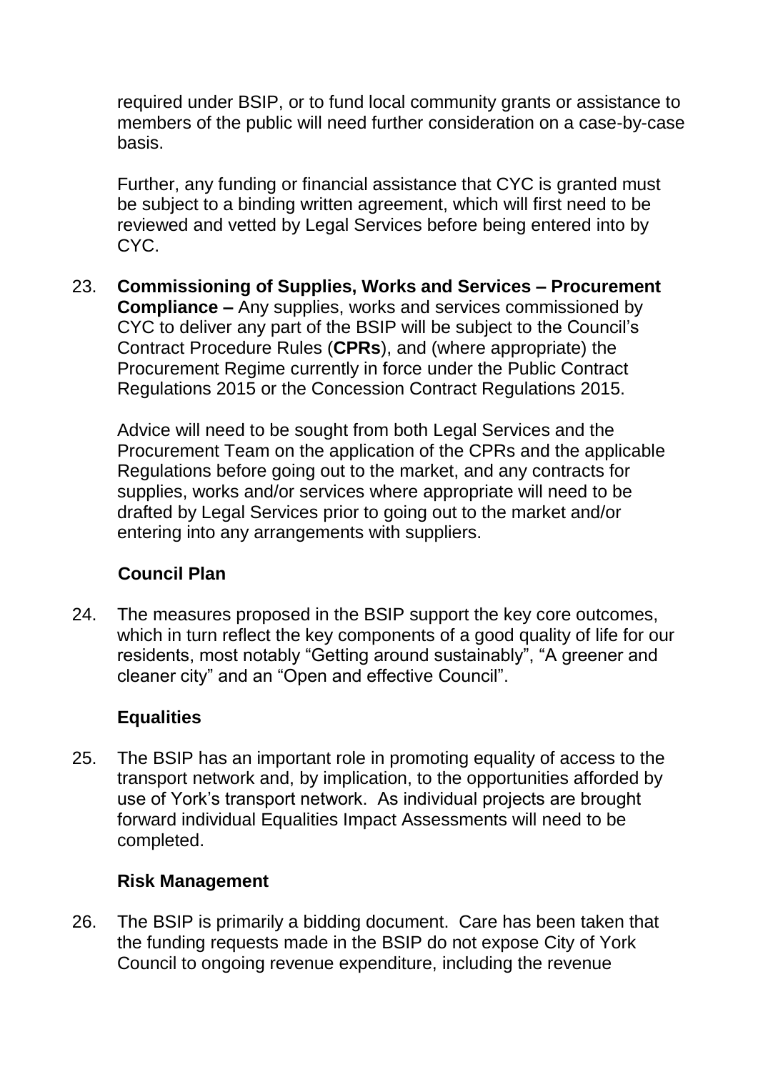required under BSIP, or to fund local community grants or assistance to members of the public will need further consideration on a case-by-case basis.

Further, any funding or financial assistance that CYC is granted must be subject to a binding written agreement, which will first need to be reviewed and vetted by Legal Services before being entered into by CYC.

23. **Commissioning of Supplies, Works and Services – Procurement Compliance –** Any supplies, works and services commissioned by CYC to deliver any part of the BSIP will be subject to the Council's Contract Procedure Rules (**CPRs**), and (where appropriate) the Procurement Regime currently in force under the Public Contract Regulations 2015 or the Concession Contract Regulations 2015.

    Advice will need to be sought from both Legal Services and the Procurement Team on the application of the CPRs and the applicable Regulations before going out to the market, and any contracts for supplies, works and/or services where appropriate will need to be drafted by Legal Services prior to going out to the market and/or entering into any arrangements with suppliers.

### Council Plan

24. The measures proposed in the BSIP support the key core outcomes, which in turn reflect the key components of a good quality of life for our residents, most notably "Getting around sustainably", "A greener and cleaner city" and an "Open and effective Council".

### Equalities

25. The BSIP has an important role in promoting equality of access to the transport network and, by implication, to the opportunities afforded by use of York's transport network. As individual projects are brought forward individual Equalities Impact Assessments will need to be completed.

### Risk Management

26. The BSIP is primarily a bidding document. Care has been taken that the funding requests made in the BSIP do not expose City of York Council to ongoing revenue expenditure, including the revenue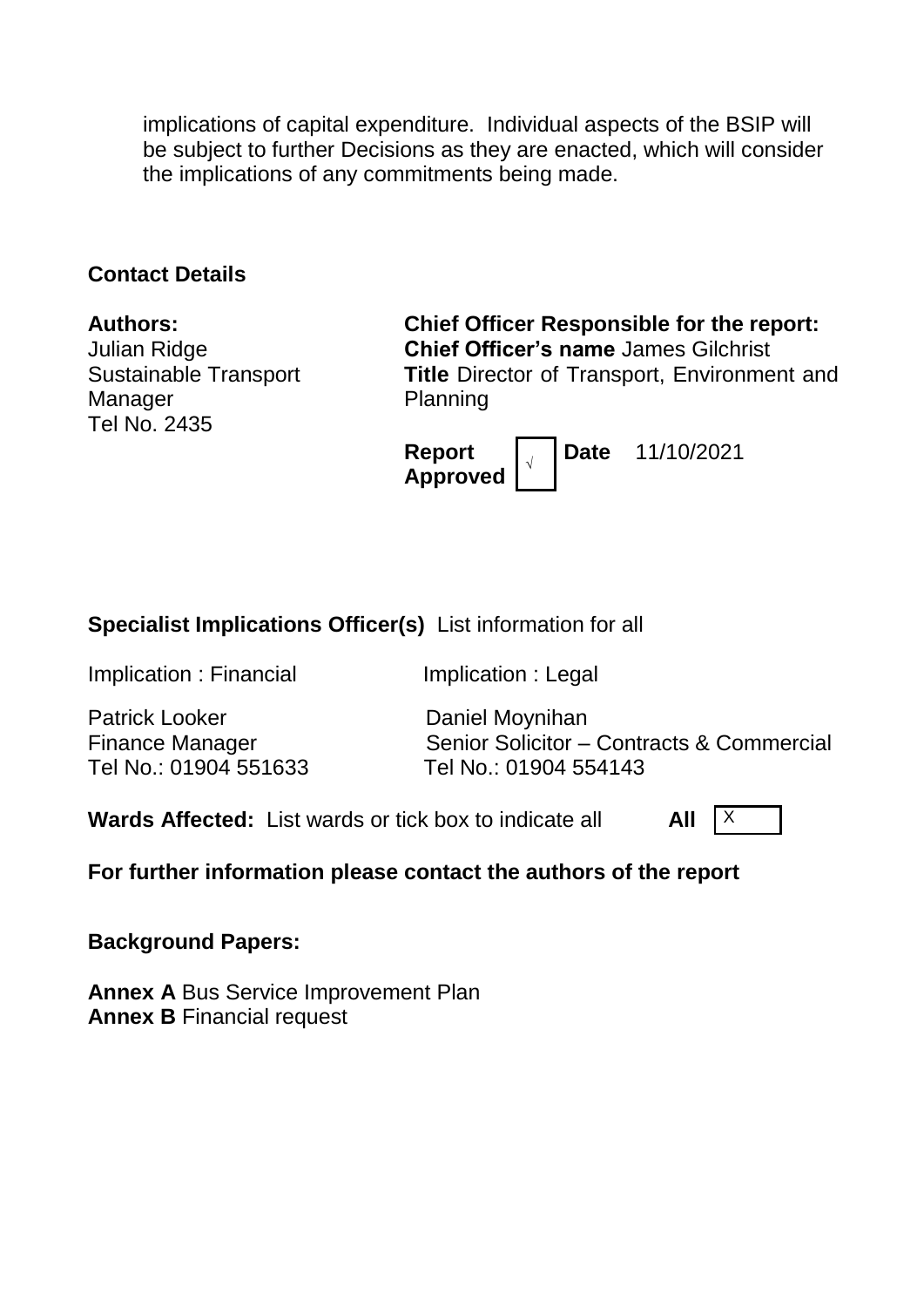implications of capital expenditure. Individual aspects of the BSIP will be subject to further Decisions as they are enacted, which will consider the implications of any commitments being made.

**Contact Details**

| **Authors:** | **Chief Officer Responsible for the report:** |
|---|---|
| Julian Ridge<br>Sustainable Transport Manager<br>Tel No. 2435 | **Chief Officer's name** James Gilchrist<br>**Title** Director of Transport, Environment and Planning |
| | **Report Approved** √ **Date** 11/10/2021 |

**Specialist Implications Officer(s)** List information for all

| Implication : Financial | Implication : Legal |
|---|---|
| Patrick Looker<br>Finance Manager<br>Tel No.: 01904 551633 | Daniel Moynihan<br>Senior Solicitor – Contracts & Commercial<br>Tel No.: 01904 554143 |

**Wards Affected:** List wards or tick box to indicate all **All** X

**For further information please contact the authors of the report**

**Background Papers:**

**Annex A** Bus Service Improvement Plan
**Annex B** Financial request